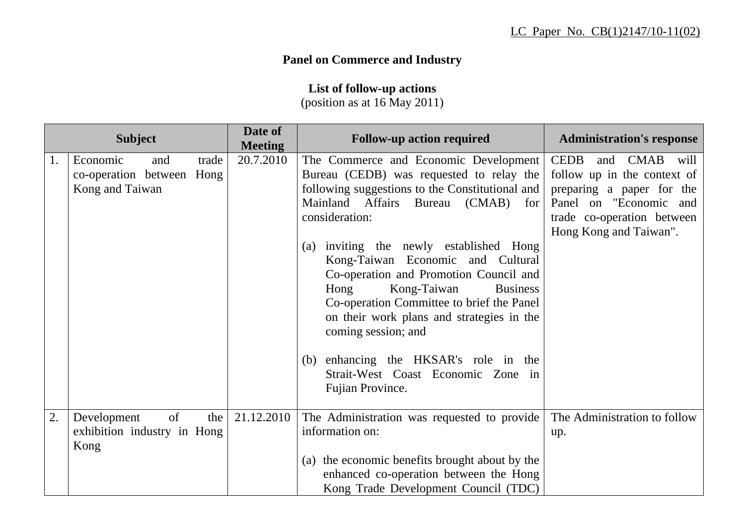LC Paper No. CB(1)2147/10-11(02)

**Panel on Commerce and Industry**

**List of follow-up actions**
(position as at 16 May 2011)

| Subject | | Date of Meeting | Follow-up action required | Administration's response |
|---|---|---|---|---|
| 1. | Economic and trade co-operation between Hong Kong and Taiwan | 20.7.2010 | The Commerce and Economic Development Bureau (CEDB) was requested to relay the following suggestions to the Constitutional and Mainland Affairs Bureau (CMAB) for consideration:<br><br>(a) inviting the newly established Hong Kong-Taiwan Economic and Cultural Co-operation and Promotion Council and Hong Kong-Taiwan Business Co-operation Committee to brief the Panel on their work plans and strategies in the coming session; and<br><br>(b) enhancing the HKSAR's role in the Strait-West Coast Economic Zone in Fujian Province. | CEDB and CMAB will follow up in the context of preparing a paper for the Panel on "Economic and trade co-operation between Hong Kong and Taiwan". |
| 2. | Development of the exhibition industry in Hong Kong | 21.12.2010 | The Administration was requested to provide information on:<br><br>(a) the economic benefits brought about by the enhanced co-operation between the Hong Kong Trade Development Council (TDC) | The Administration to follow up. |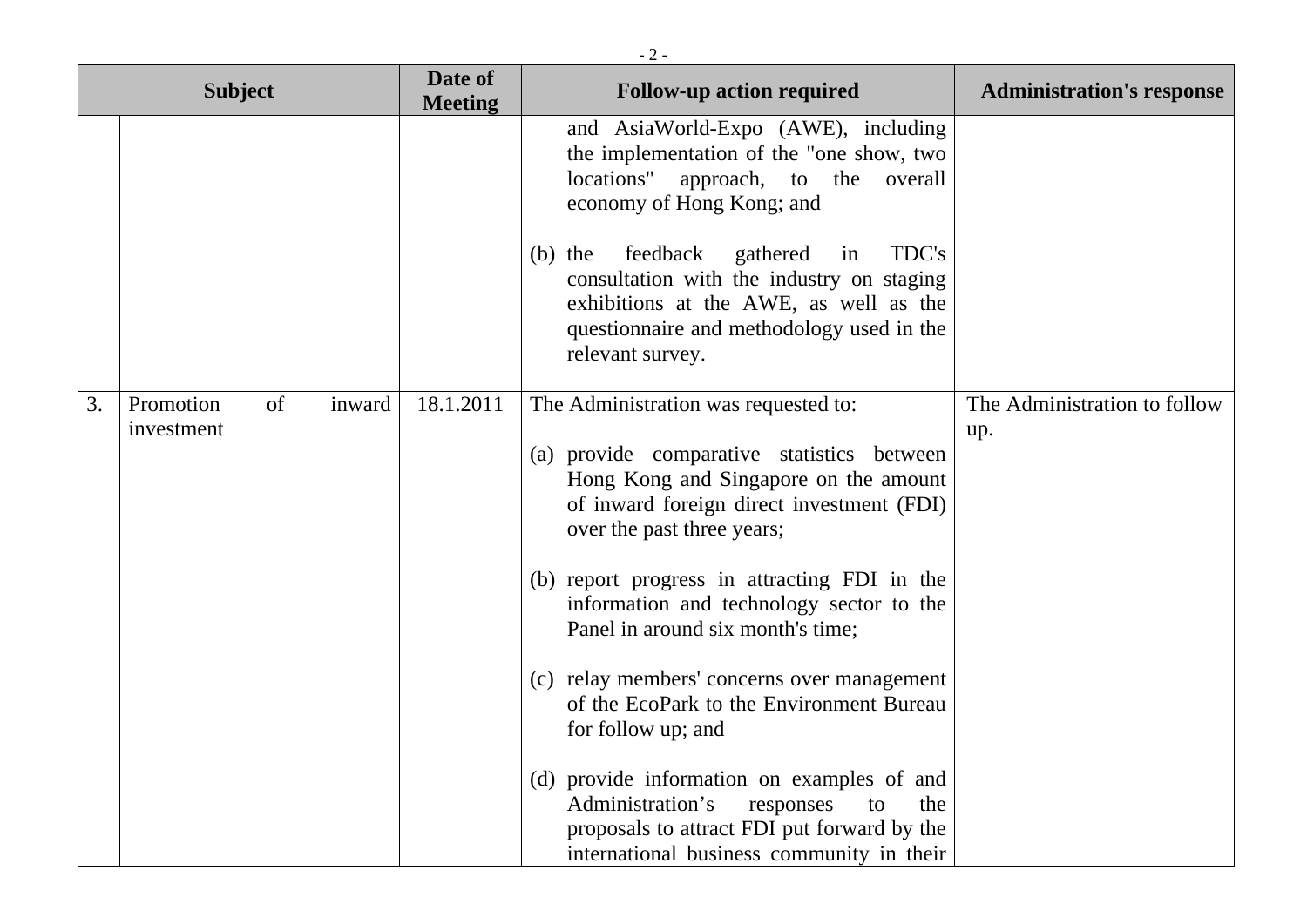| | Subject | Date of Meeting | Follow-up action required | Administration's response |
|---|---|---|---|---|
| | | | and AsiaWorld-Expo (AWE), including the implementation of the "one show, two locations" approach, to the overall economy of Hong Kong; and<br><br>(b) the feedback gathered in TDC's consultation with the industry on staging exhibitions at the AWE, as well as the questionnaire and methodology used in the relevant survey. | |
| 3. | Promotion of inward investment | 18.1.2011 | The Administration was requested to:<br><br>(a) provide comparative statistics between Hong Kong and Singapore on the amount of inward foreign direct investment (FDI) over the past three years;<br><br>(b) report progress in attracting FDI in the information and technology sector to the Panel in around six month's time;<br><br>(c) relay members' concerns over management of the EcoPark to the Environment Bureau for follow up; and<br><br>(d) provide information on examples of and Administration's responses to the proposals to attract FDI put forward by the international business community in their | The Administration to follow up. |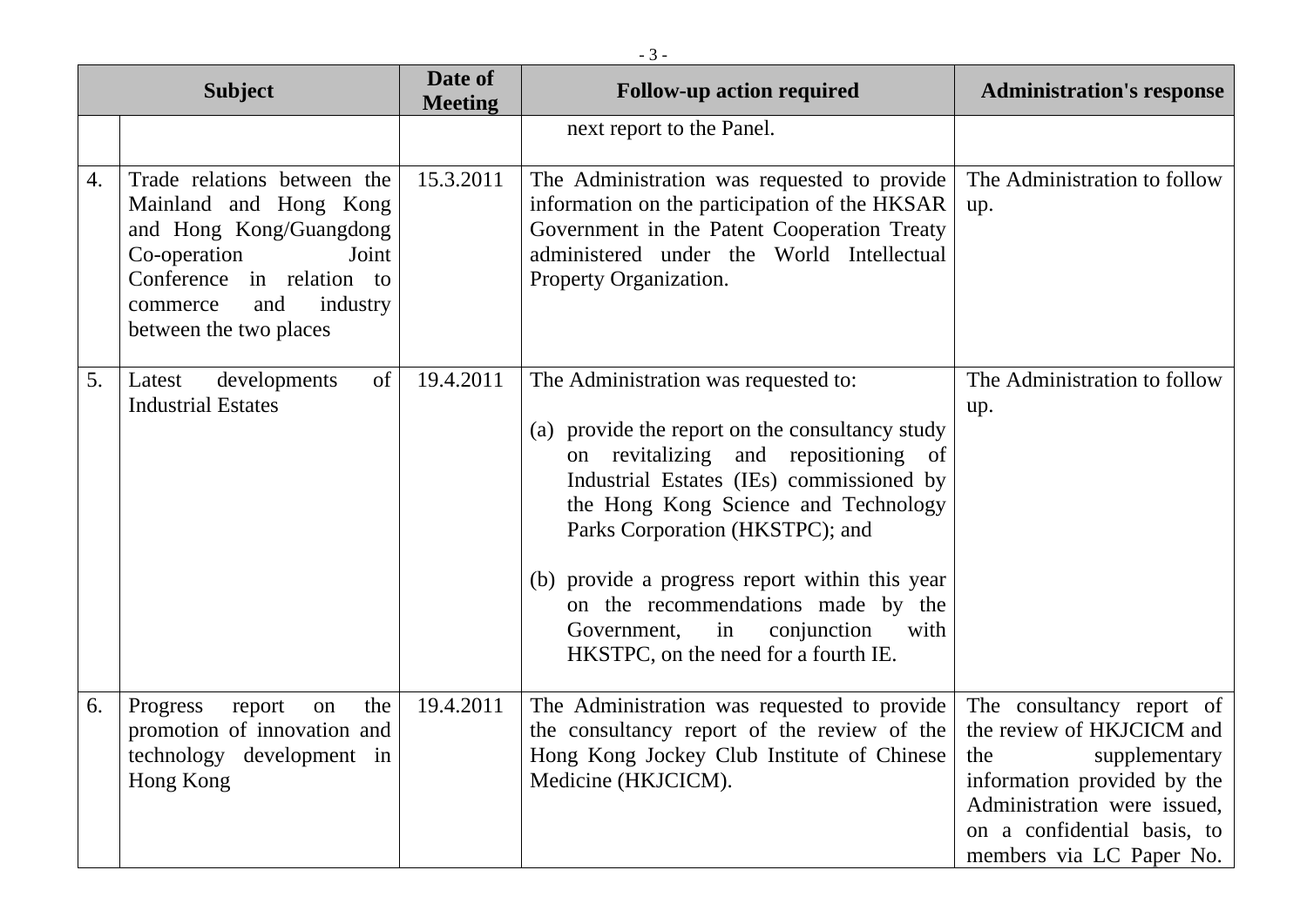| | Subject | Date of Meeting | Follow-up action required | Administration's response |
|---|---|---|---|---|
| | | | next report to the Panel. | |
| 4. | Trade relations between the Mainland and Hong Kong and Hong Kong/Guangdong Co-operation Joint Conference in relation to commerce and industry between the two places | 15.3.2011 | The Administration was requested to provide information on the participation of the HKSAR Government in the Patent Cooperation Treaty administered under the World Intellectual Property Organization. | The Administration to follow up. |
| 5. | Latest developments of Industrial Estates | 19.4.2011 | The Administration was requested to:<br><br>(a) provide the report on the consultancy study on revitalizing and repositioning of Industrial Estates (IEs) commissioned by the Hong Kong Science and Technology Parks Corporation (HKSTPC); and<br><br>(b) provide a progress report within this year on the recommendations made by the Government, in conjunction with HKSTPC, on the need for a fourth IE. | The Administration to follow up. |
| 6. | Progress report on the promotion of innovation and technology development in Hong Kong | 19.4.2011 | The Administration was requested to provide the consultancy report of the review of the Hong Kong Jockey Club Institute of Chinese Medicine (HKJCICM). | The consultancy report of the review of HKJCICM and the supplementary information provided by the Administration were issued, on a confidential basis, to members via LC Paper No. |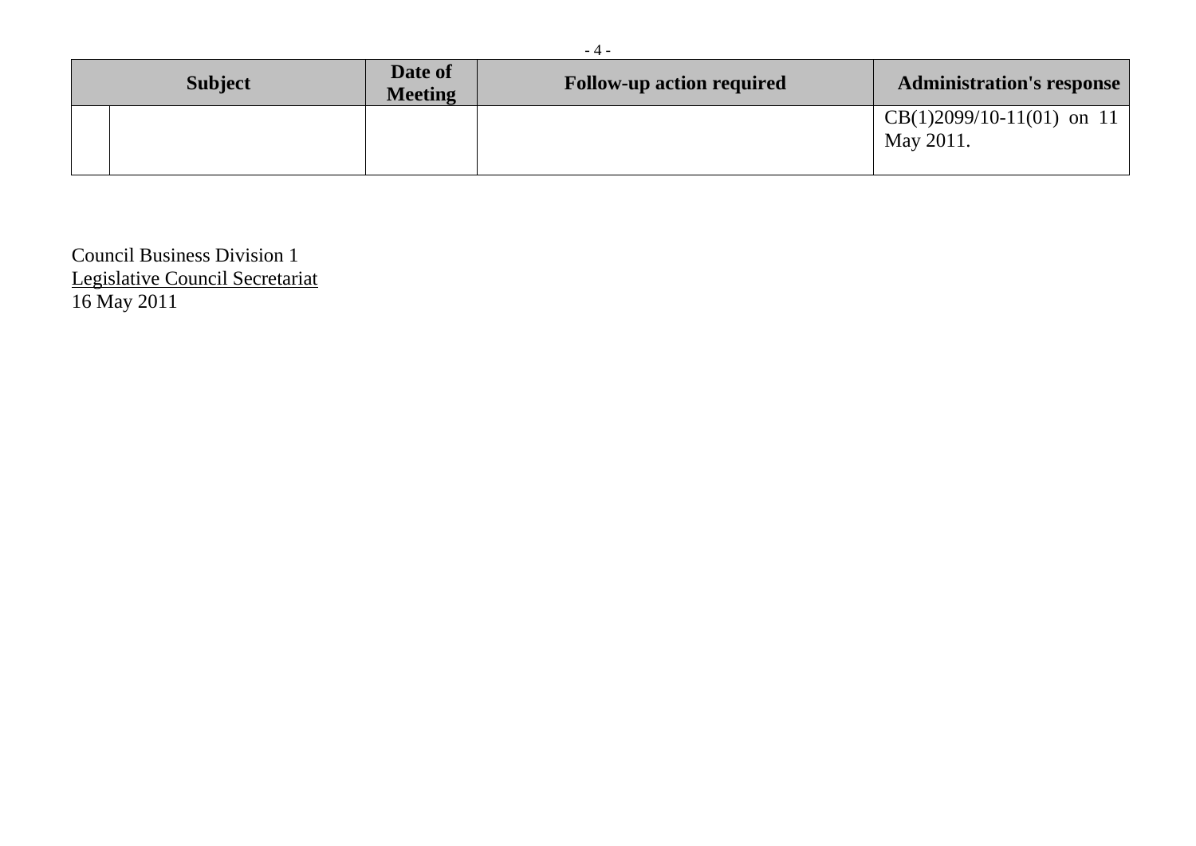| Subject | | Date of Meeting | Follow-up action required | Administration's response |
|---|---|---|---|---|
| | | | | CB(1)2099/10-11(01) on 11 May 2011. |

Council Business Division 1
Legislative Council Secretariat
16 May 2011